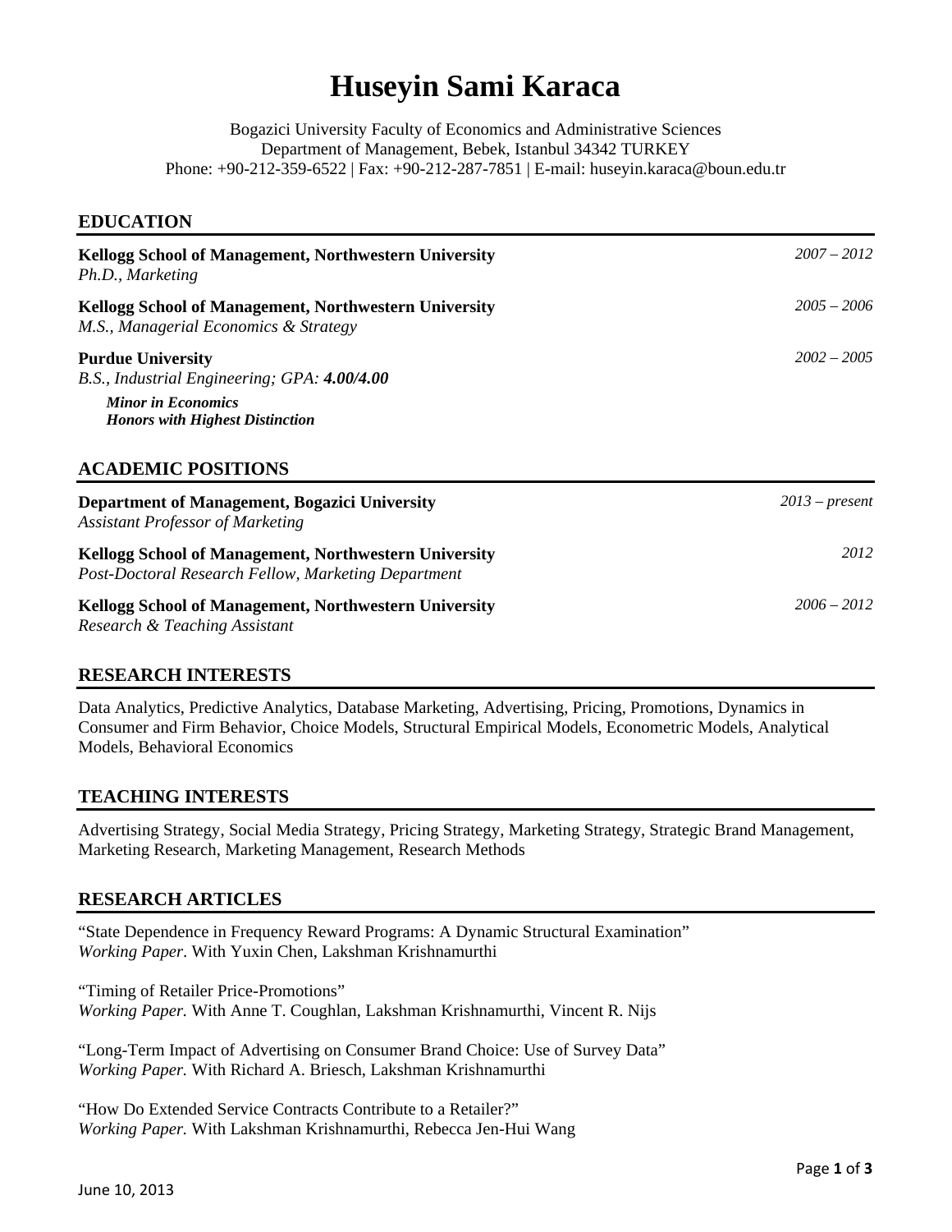# Huseyin Sami Karaca

Bogazici University Faculty of Economics and Administrative Sciences
Department of Management, Bebek, Istanbul 34342 TURKEY
Phone: +90-212-359-6522 | Fax: +90-212-287-7851 | E-mail: huseyin.karaca@boun.edu.tr

## EDUCATION

**Kellogg School of Management, Northwestern University** *2007 – 2012*
*Ph.D., Marketing*

**Kellogg School of Management, Northwestern University** *2005 – 2006*
*M.S., Managerial Economics & Strategy*

**Purdue University** *2002 – 2005*
*B.S., Industrial Engineering; GPA:* ***4.00/4.00***

***Minor in Economics***
***Honors with Highest Distinction***

## ACADEMIC POSITIONS

**Department of Management, Bogazici University** *2013 – present*
*Assistant Professor of Marketing*

**Kellogg School of Management, Northwestern University** *2012*
*Post-Doctoral Research Fellow, Marketing Department*

**Kellogg School of Management, Northwestern University** *2006 – 2012*
*Research & Teaching Assistant*

## RESEARCH INTERESTS

Data Analytics, Predictive Analytics, Database Marketing, Advertising, Pricing, Promotions, Dynamics in Consumer and Firm Behavior, Choice Models, Structural Empirical Models, Econometric Models, Analytical Models, Behavioral Economics

## TEACHING INTERESTS

Advertising Strategy, Social Media Strategy, Pricing Strategy, Marketing Strategy, Strategic Brand Management, Marketing Research, Marketing Management, Research Methods

## RESEARCH ARTICLES

"State Dependence in Frequency Reward Programs: A Dynamic Structural Examination"
*Working Paper*. With Yuxin Chen, Lakshman Krishnamurthi

"Timing of Retailer Price-Promotions"
*Working Paper.* With Anne T. Coughlan, Lakshman Krishnamurthi, Vincent R. Nijs

"Long-Term Impact of Advertising on Consumer Brand Choice: Use of Survey Data"
*Working Paper.* With Richard A. Briesch, Lakshman Krishnamurthi

"How Do Extended Service Contracts Contribute to a Retailer?"
*Working Paper.* With Lakshman Krishnamurthi, Rebecca Jen-Hui Wang

June 10, 2013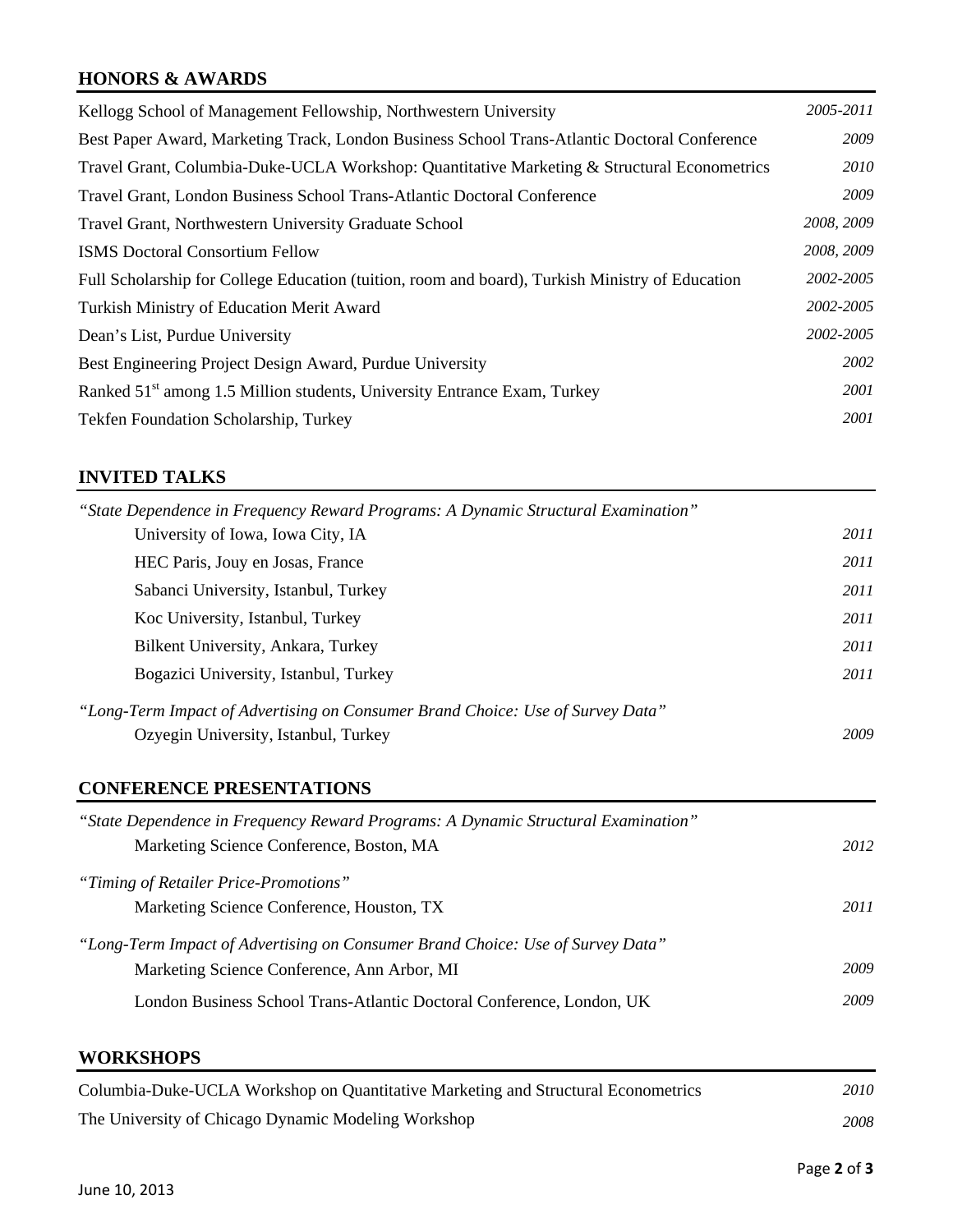## HONORS & AWARDS

| | |
|---|---|
| Kellogg School of Management Fellowship, Northwestern University | *2005-2011* |
| Best Paper Award, Marketing Track, London Business School Trans-Atlantic Doctoral Conference | *2009* |
| Travel Grant, Columbia-Duke-UCLA Workshop: Quantitative Marketing & Structural Econometrics | *2010* |
| Travel Grant, London Business School Trans-Atlantic Doctoral Conference | *2009* |
| Travel Grant, Northwestern University Graduate School | *2008, 2009* |
| ISMS Doctoral Consortium Fellow | *2008, 2009* |
| Full Scholarship for College Education (tuition, room and board), Turkish Ministry of Education | *2002-2005* |
| Turkish Ministry of Education Merit Award | *2002-2005* |
| Dean's List, Purdue University | *2002-2005* |
| Best Engineering Project Design Award, Purdue University | *2002* |
| Ranked 51st among 1.5 Million students, University Entrance Exam, Turkey | *2001* |
| Tekfen Foundation Scholarship, Turkey | *2001* |

## INVITED TALKS

*"State Dependence in Frequency Reward Programs: A Dynamic Structural Examination"*

- University of Iowa, Iowa City, IA — *2011*
- HEC Paris, Jouy en Josas, France — *2011*
- Sabanci University, Istanbul, Turkey — *2011*
- Koc University, Istanbul, Turkey — *2011*
- Bilkent University, Ankara, Turkey — *2011*
- Bogazici University, Istanbul, Turkey — *2011*

*"Long-Term Impact of Advertising on Consumer Brand Choice: Use of Survey Data"*

- Ozyegin University, Istanbul, Turkey — *2009*

## CONFERENCE PRESENTATIONS

*"State Dependence in Frequency Reward Programs: A Dynamic Structural Examination"*

- Marketing Science Conference, Boston, MA — *2012*

*"Timing of Retailer Price-Promotions"*

- Marketing Science Conference, Houston, TX — *2011*

*"Long-Term Impact of Advertising on Consumer Brand Choice: Use of Survey Data"*

- Marketing Science Conference, Ann Arbor, MI — *2009*
- London Business School Trans-Atlantic Doctoral Conference, London, UK — *2009*

## WORKSHOPS

| | |
|---|---|
| Columbia-Duke-UCLA Workshop on Quantitative Marketing and Structural Econometrics | *2010* |
| The University of Chicago Dynamic Modeling Workshop | *2008* |

June 10, 2013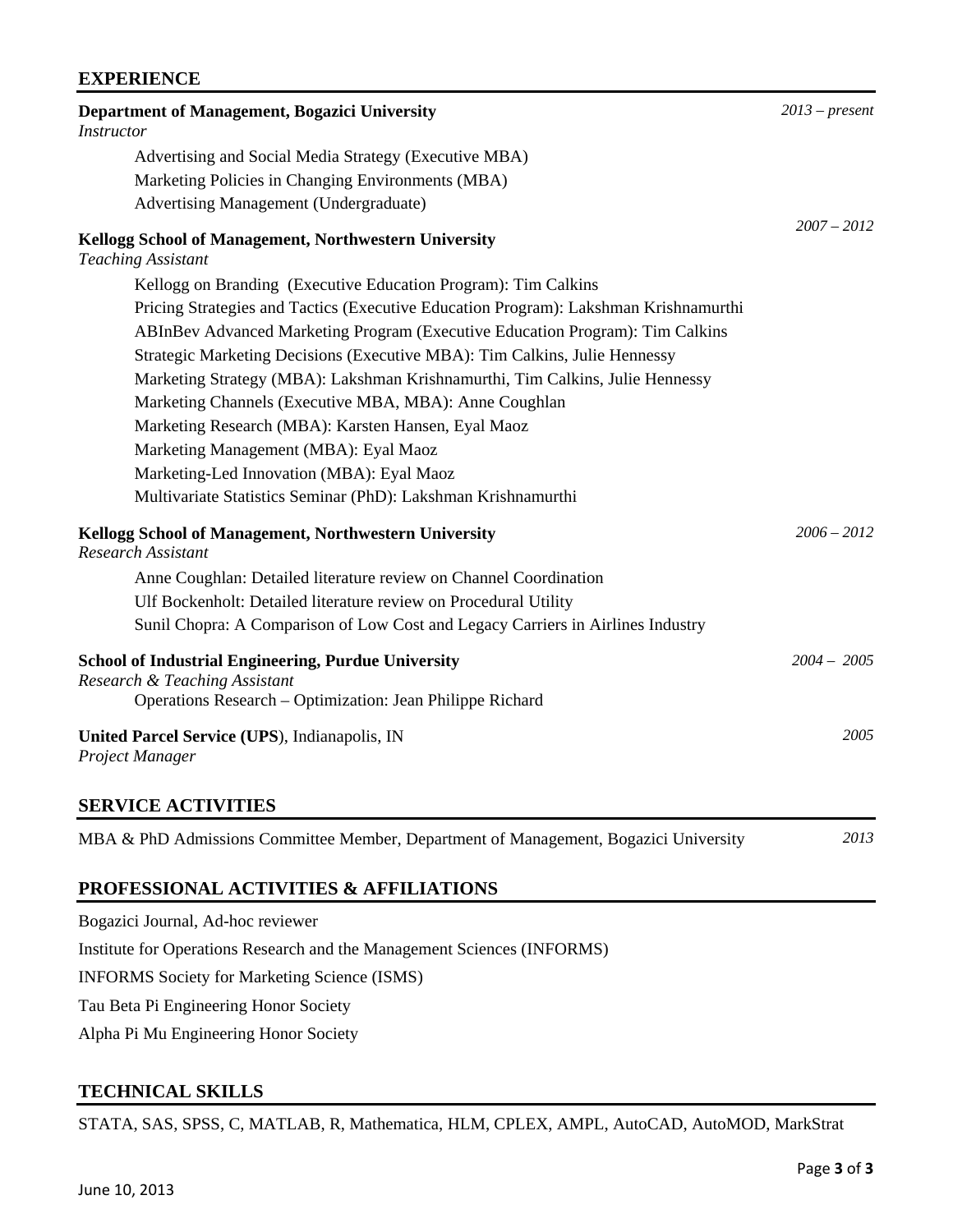## EXPERIENCE

**Department of Management, Bogazici University** *2013 – present*
*Instructor*

- Advertising and Social Media Strategy (Executive MBA)
- Marketing Policies in Changing Environments (MBA)
- Advertising Management (Undergraduate)

**Kellogg School of Management, Northwestern University** *2007 – 2012*
*Teaching Assistant*

- Kellogg on Branding (Executive Education Program): Tim Calkins
- Pricing Strategies and Tactics (Executive Education Program): Lakshman Krishnamurthi
- ABInBev Advanced Marketing Program (Executive Education Program): Tim Calkins
- Strategic Marketing Decisions (Executive MBA): Tim Calkins, Julie Hennessy
- Marketing Strategy (MBA): Lakshman Krishnamurthi, Tim Calkins, Julie Hennessy
- Marketing Channels (Executive MBA, MBA): Anne Coughlan
- Marketing Research (MBA): Karsten Hansen, Eyal Maoz
- Marketing Management (MBA): Eyal Maoz
- Marketing-Led Innovation (MBA): Eyal Maoz
- Multivariate Statistics Seminar (PhD): Lakshman Krishnamurthi

**Kellogg School of Management, Northwestern University** *2006 – 2012*
*Research Assistant*

- Anne Coughlan: Detailed literature review on Channel Coordination
- Ulf Bockenholt: Detailed literature review on Procedural Utility
- Sunil Chopra: A Comparison of Low Cost and Legacy Carriers in Airlines Industry

**School of Industrial Engineering, Purdue University** *2004 – 2005*
*Research & Teaching Assistant*

- Operations Research – Optimization: Jean Philippe Richard

**United Parcel Service (UPS)**, Indianapolis, IN *2005*
*Project Manager*

## SERVICE ACTIVITIES

MBA & PhD Admissions Committee Member, Department of Management, Bogazici University *2013*

## PROFESSIONAL ACTIVITIES & AFFILIATIONS

Bogazici Journal, Ad-hoc reviewer

Institute for Operations Research and the Management Sciences (INFORMS)

INFORMS Society for Marketing Science (ISMS)

Tau Beta Pi Engineering Honor Society

Alpha Pi Mu Engineering Honor Society

## TECHNICAL SKILLS

STATA, SAS, SPSS, C, MATLAB, R, Mathematica, HLM, CPLEX, AMPL, AutoCAD, AutoMOD, MarkStrat

June 10, 2013